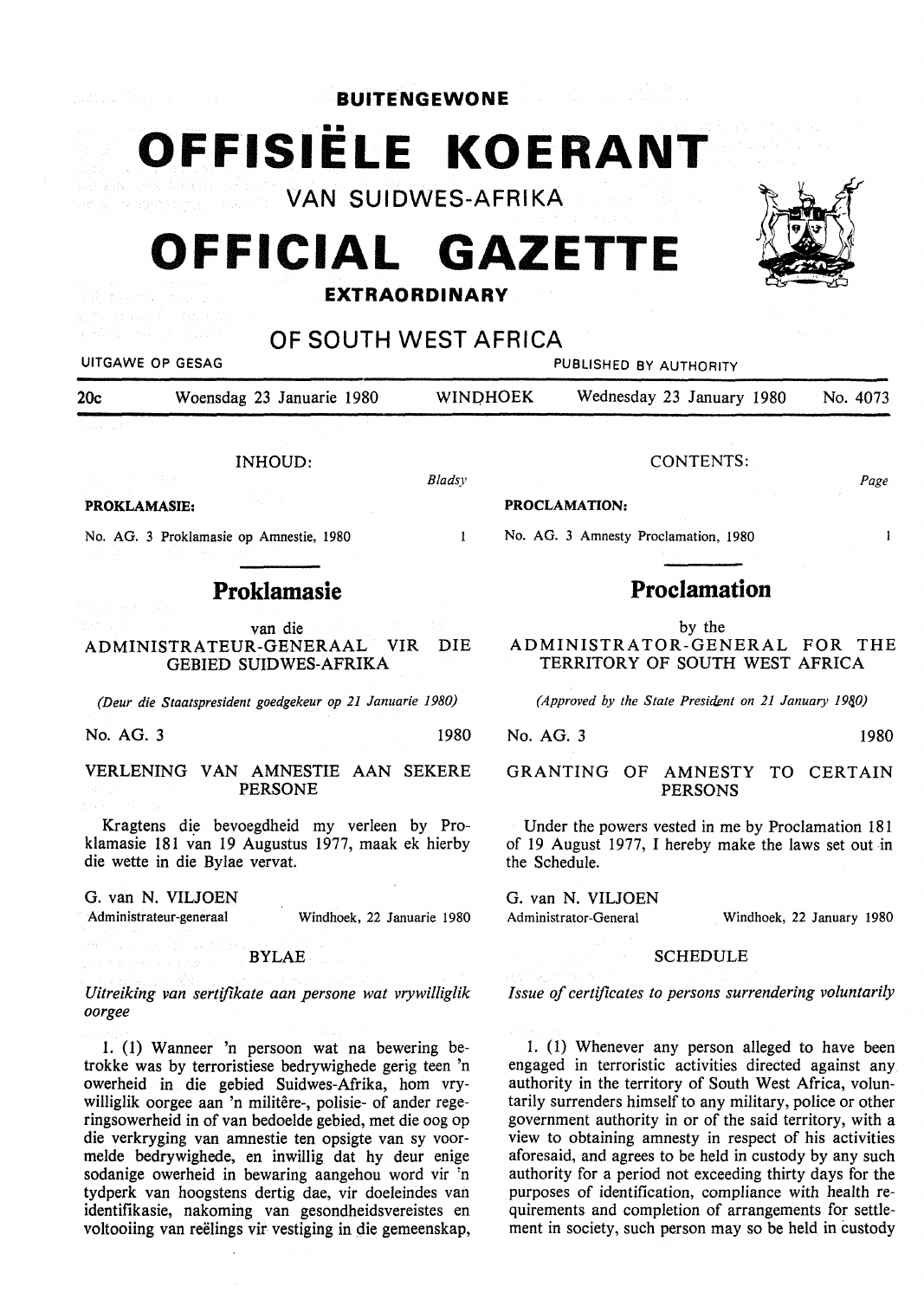**BUITENGEWONE**

# OFFISIËLE KOERANT

VAN SUIDWES-AFRIKA

# OFFICIAL GAZETTE

**EXTRAORDINARY**

OF SOUTH WEST AFRICA

UITGAWE OP GESAG — PUBLISHED BY AUTHORITY

**20c** — Woensdag 23 Januarie 1980 — WINDHOEK — Wednesday 23 January 1980 — No. 4073

INHOUD:

*Bladsy*

**PROKLAMASIE:**

No. AG. 3 Proklamasie op Amnestie, 1980 — 1

## Proklamasie

van die
ADMINISTRATEUR-GENERAAL VIR DIE GEBIED SUIDWES-AFRIKA

*(Deur die Staatspresident goedgekeur op 21 Januarie 1980)*

No. AG. 3 — 1980

VERLENING VAN AMNESTIE AAN SEKERE PERSONE

Kragtens die bevoegdheid my verleen by Proklamasie 181 van 19 Augustus 1977, maak ek hierby die wette in die Bylae vervat.

G. van N. VILJOEN
Administrateur-generaal — Windhoek, 22 Januarie 1980

BYLAE

*Uitreiking van sertifikate aan persone wat vrywilliglik oorgee*

1. (1) Wanneer 'n persoon wat na bewering betrokke was by terroristiese bedrywighede gerig teen 'n owerheid in die gebied Suidwes-Afrika, hom vrywilliglik oorgee aan 'n militêre-, polisie- of ander regeringsowerheid in of van bedoelde gebied, met die oog op die verkryging van amnestie ten opsigte van sy voormelde bedrywighede, en inwillig dat hy deur enige sodanige owerheid in bewaring aangehou word vir 'n tydperk van hoogstens dertig dae, vir doeleindes van identifikasie, nakoming van gesondheidsvereistes en voltooiing van reëlings vir vestiging in die gemeenskap,

CONTENTS:

*Page*

**PROCLAMATION:**

No. AG. 3 Amnesty Proclamation, 1980 — 1

## Proclamation

by the
ADMINISTRATOR-GENERAL FOR THE TERRITORY OF SOUTH WEST AFRICA

*(Approved by the State President on 21 January 1980)*

No. AG. 3 — 1980

GRANTING OF AMNESTY TO CERTAIN PERSONS

Under the powers vested in me by Proclamation 181 of 19 August 1977, I hereby make the laws set out in the Schedule.

G. van N. VILJOEN
Administrator-General — Windhoek, 22 January 1980

SCHEDULE

*Issue of certificates to persons surrendering voluntarily*

1. (1) Whenever any person alleged to have been engaged in terroristic activities directed against any authority in the territory of South West Africa, voluntarily surrenders himself to any military, police or other government authority in or of the said territory, with a view to obtaining amnesty in respect of his activities aforesaid, and agrees to be held in custody by any such authority for a period not exceeding thirty days for the purposes of identification, compliance with health requirements and completion of arrangements for settlement in society, such person may so be held in custody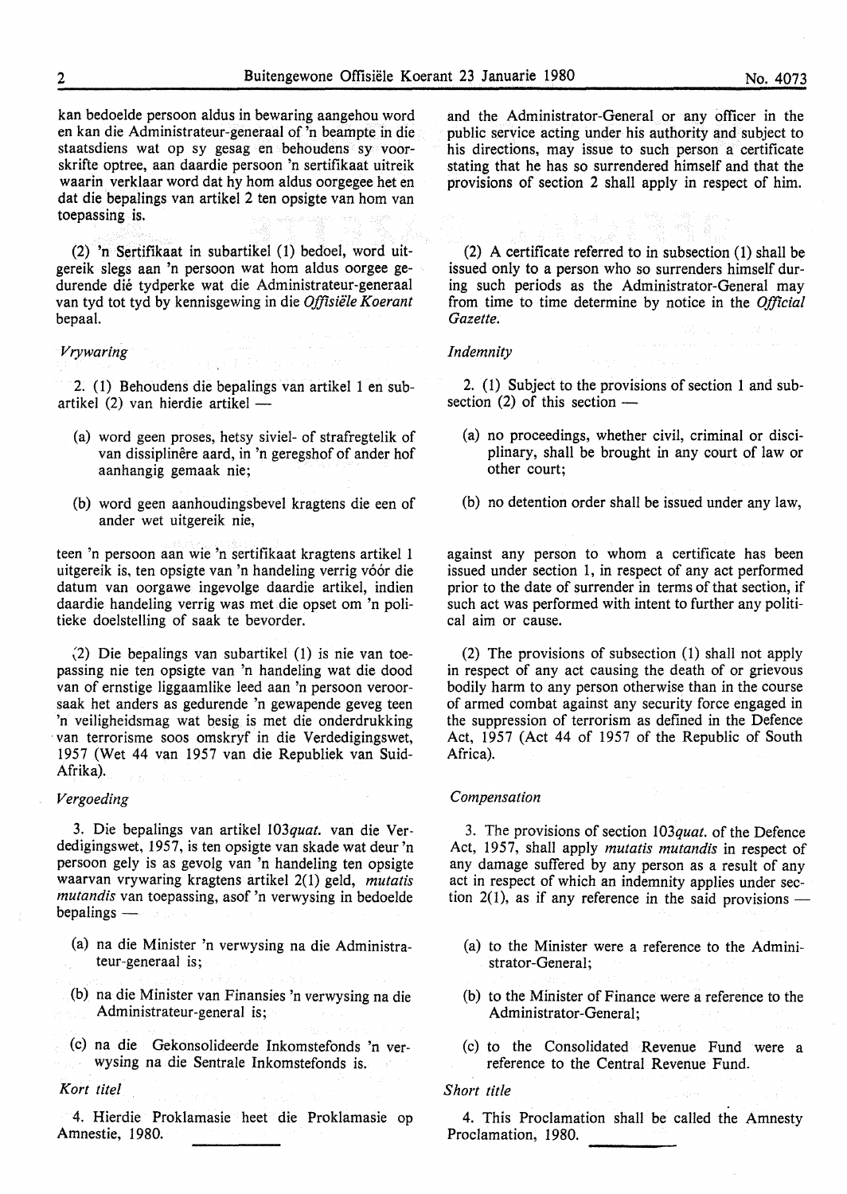kan bedoelde persoon aldus in bewaring aangehou word en kan die Administrateur-generaal of 'n beampte in die staatsdiens wat op sy gesag en behoudens sy voorskrifte optree, aan daardie persoon 'n sertifikaat uitreik waarin verklaar word dat hy hom aldus oorgegee het en dat die bepalings van artikel 2 ten opsigte van hom van toepassing is.

(2) 'n Sertifikaat in subartikel (1) bedoel, word uitgereik slegs aan 'n persoon wat hom aldus oorgee gedurende dié tydperke wat die Administrateur-generaal van tyd tot tyd by kennisgewing in die *Offisiële Koerant* bepaal.

*Vrywaring*

2. (1) Behoudens die bepalings van artikel 1 en subartikel (2) van hierdie artikel —

(a) word geen proses, hetsy siviel- of strafregtelik of van dissiplinêre aard, in 'n geregshof of ander hof aanhangig gemaak nie;

(b) word geen aanhoudingsbevel kragtens die een of ander wet uitgereik nie,

teen 'n persoon aan wie 'n sertifikaat kragtens artikel 1 uitgereik is, ten opsigte van 'n handeling verrig vóór die datum van oorgawe ingevolge daardie artikel, indien daardie handeling verrig was met die opset om 'n politieke doelstelling of saak te bevorder.

(2) Die bepalings van subartikel (1) is nie van toepassing nie ten opsigte van 'n handeling wat die dood van of ernstige liggaamlike leed aan 'n persoon veroorsaak het anders as gedurende 'n gewapende geveg teen 'n veiligheidsmag wat besig is met die onderdrukking van terrorisme soos omskryf in die Verdedigingswet, 1957 (Wet 44 van 1957 van die Republiek van Suid-Afrika).

*Vergoeding*

3. Die bepalings van artikel 103*quat.* van die Verdedigingswet, 1957, is ten opsigte van skade wat deur 'n persoon gely is as gevolg van 'n handeling ten opsigte waarvan vrywaring kragtens artikel 2(1) geld, *mutatis mutandis* van toepassing, asof 'n verwysing in bedoelde bepalings —

(a) na die Minister 'n verwysing na die Administrateur-generaal is;

(b) na die Minister van Finansies 'n verwysing na die Administrateur-general is;

(c) na die Gekonsolideerde Inkomstefonds 'n verwysing na die Sentrale Inkomstefonds is.

*Kort titel*

4. Hierdie Proklamasie heet die Proklamasie op Amnestie, 1980.

and the Administrator-General or any officer in the public service acting under his authority and subject to his directions, may issue to such person a certificate stating that he has so surrendered himself and that the provisions of section 2 shall apply in respect of him.

(2) A certificate referred to in subsection (1) shall be issued only to a person who so surrenders himself during such periods as the Administrator-General may from time to time determine by notice in the *Official Gazette*.

*Indemnity*

2. (1) Subject to the provisions of section 1 and subsection (2) of this section —

(a) no proceedings, whether civil, criminal or disciplinary, shall be brought in any court of law or other court;

(b) no detention order shall be issued under any law,

against any person to whom a certificate has been issued under section 1, in respect of any act performed prior to the date of surrender in terms of that section, if such act was performed with intent to further any political aim or cause.

(2) The provisions of subsection (1) shall not apply in respect of any act causing the death of or grievous bodily harm to any person otherwise than in the course of armed combat against any security force engaged in the suppression of terrorism as defined in the Defence Act, 1957 (Act 44 of 1957 of the Republic of South Africa).

*Compensation*

3. The provisions of section 103*quat.* of the Defence Act, 1957, shall apply *mutatis mutandis* in respect of any damage suffered by any person as a result of any act in respect of which an indemnity applies under section 2(1), as if any reference in the said provisions —

(a) to the Minister were a reference to the Administrator-General;

(b) to the Minister of Finance were a reference to the Administrator-General;

(c) to the Consolidated Revenue Fund were a reference to the Central Revenue Fund.

*Short title*

4. This Proclamation shall be called the Amnesty Proclamation, 1980.